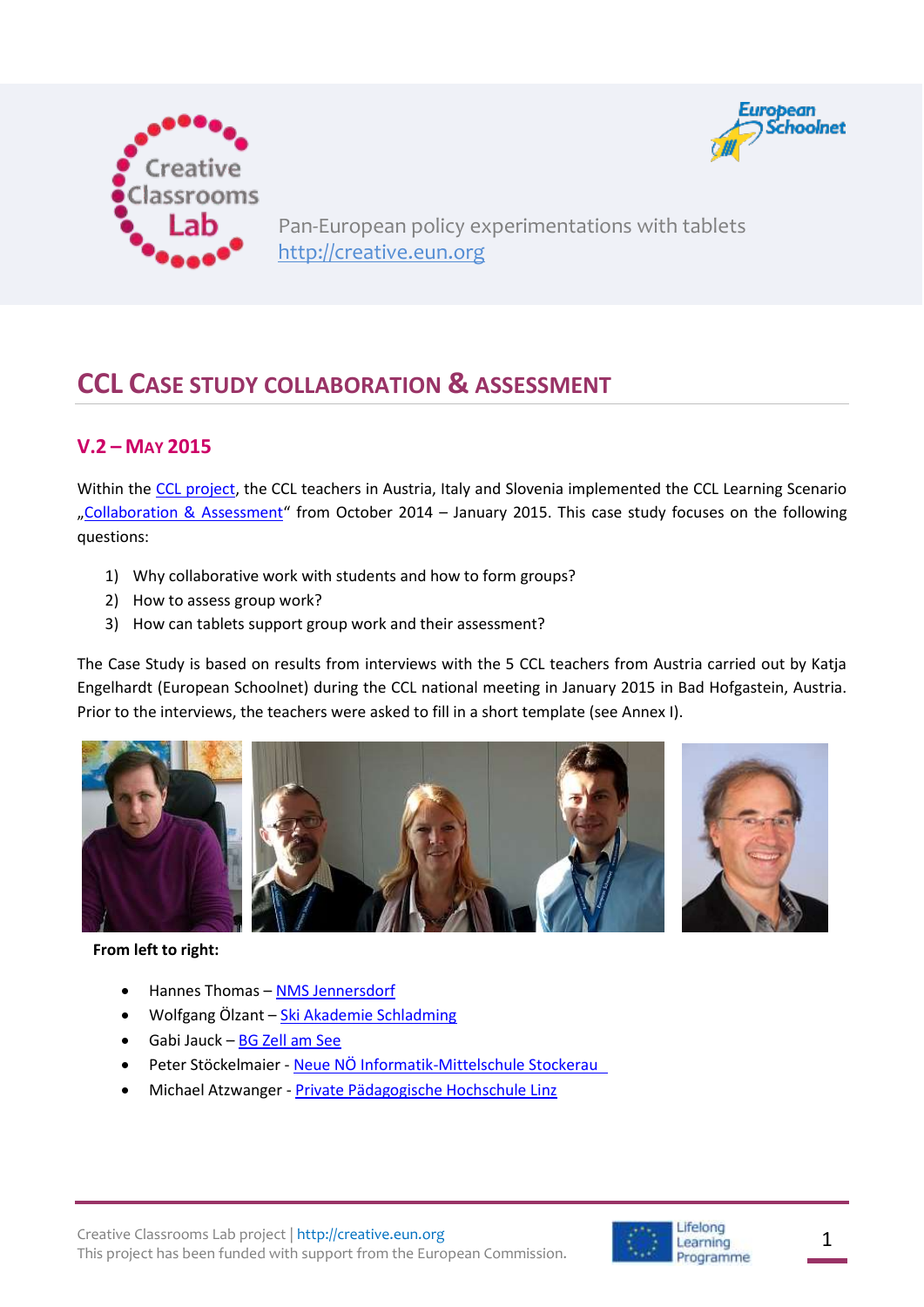Creative Classrooms Lab

European Schoolnet

Pan-European policy experimentations with tablets
http://creative.eun.org

# CCL Case Study Collaboration & Assessment

## V.2 – May 2015

Within the CCL project, the CCL teachers in Austria, Italy and Slovenia implemented the CCL Learning Scenario „Collaboration & Assessment" from October 2014 – January 2015. This case study focuses on the following questions:

1) Why collaborative work with students and how to form groups?
2) How to assess group work?
3) How can tablets support group work and their assessment?

The Case Study is based on results from interviews with the 5 CCL teachers from Austria carried out by Katja Engelhardt (European Schoolnet) during the CCL national meeting in January 2015 in Bad Hofgastein, Austria. Prior to the interviews, the teachers were asked to fill in a short template (see Annex I).

**From left to right:**

- Hannes Thomas – NMS Jennersdorf
- Wolfgang Ölzant – Ski Akademie Schladming
- Gabi Jauck – BG Zell am See
- Peter Stöckelmaier - Neue NÖ Informatik-Mittelschule Stockerau
- Michael Atzwanger - Private Pädagogische Hochschule Linz

Creative Classrooms Lab project | http://creative.eun.org
This project has been funded with support from the European Commission.

Lifelong Learning Programme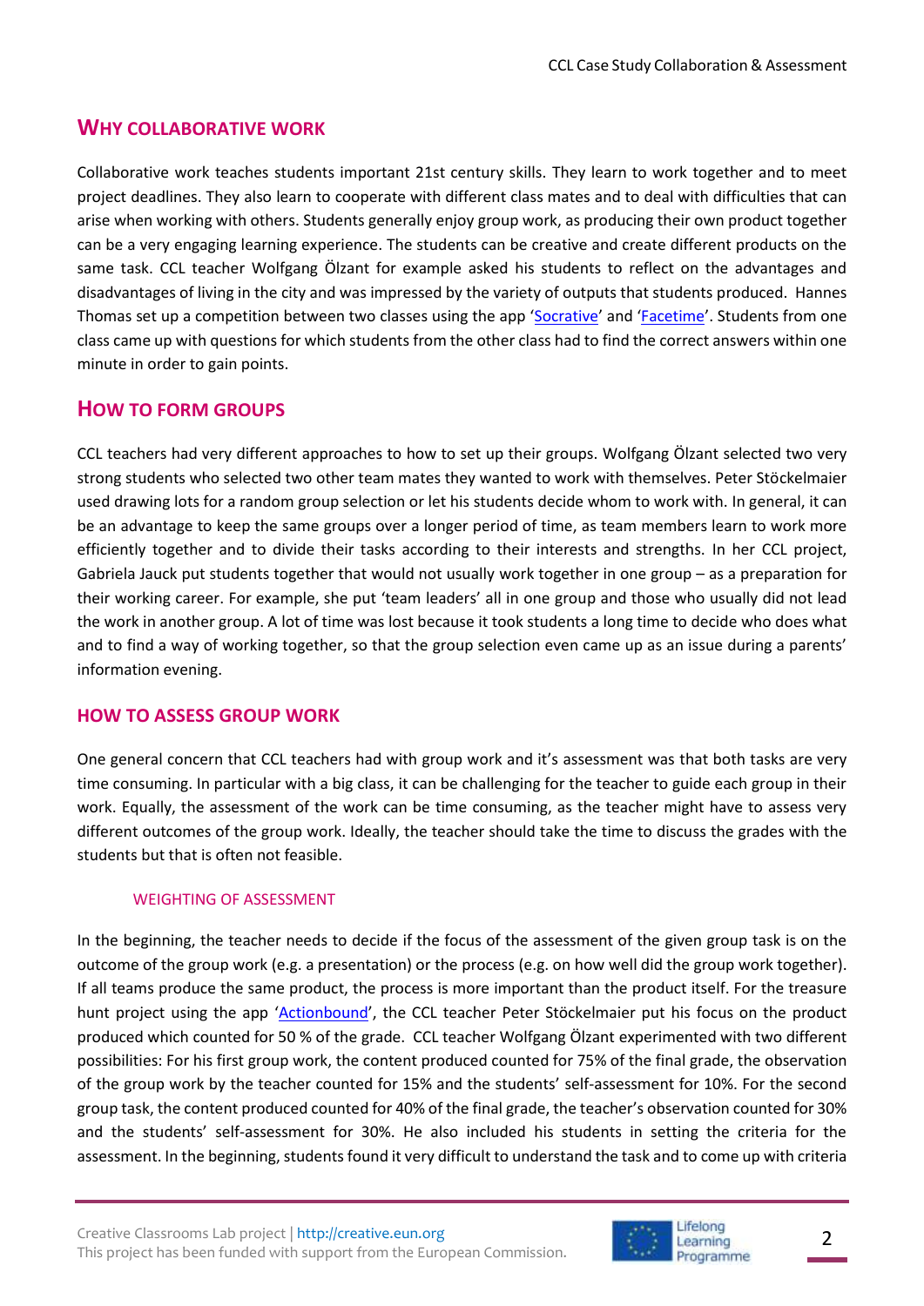## WHY COLLABORATIVE WORK

Collaborative work teaches students important 21st century skills. They learn to work together and to meet project deadlines. They also learn to cooperate with different class mates and to deal with difficulties that can arise when working with others. Students generally enjoy group work, as producing their own product together can be a very engaging learning experience. The students can be creative and create different products on the same task. CCL teacher Wolfgang Ölzant for example asked his students to reflect on the advantages and disadvantages of living in the city and was impressed by the variety of outputs that students produced. Hannes Thomas set up a competition between two classes using the app 'Socrative' and 'Facetime'. Students from one class came up with questions for which students from the other class had to find the correct answers within one minute in order to gain points.

## HOW TO FORM GROUPS

CCL teachers had very different approaches to how to set up their groups. Wolfgang Ölzant selected two very strong students who selected two other team mates they wanted to work with themselves. Peter Stöckelmaier used drawing lots for a random group selection or let his students decide whom to work with. In general, it can be an advantage to keep the same groups over a longer period of time, as team members learn to work more efficiently together and to divide their tasks according to their interests and strengths. In her CCL project, Gabriela Jauck put students together that would not usually work together in one group – as a preparation for their working career. For example, she put 'team leaders' all in one group and those who usually did not lead the work in another group. A lot of time was lost because it took students a long time to decide who does what and to find a way of working together, so that the group selection even came up as an issue during a parents' information evening.

## HOW TO ASSESS GROUP WORK

One general concern that CCL teachers had with group work and it's assessment was that both tasks are very time consuming. In particular with a big class, it can be challenging for the teacher to guide each group in their work. Equally, the assessment of the work can be time consuming, as the teacher might have to assess very different outcomes of the group work. Ideally, the teacher should take the time to discuss the grades with the students but that is often not feasible.

### WEIGHTING OF ASSESSMENT

In the beginning, the teacher needs to decide if the focus of the assessment of the given group task is on the outcome of the group work (e.g. a presentation) or the process (e.g. on how well did the group work together). If all teams produce the same product, the process is more important than the product itself. For the treasure hunt project using the app 'Actionbound', the CCL teacher Peter Stöckelmaier put his focus on the product produced which counted for 50 % of the grade. CCL teacher Wolfgang Ölzant experimented with two different possibilities: For his first group work, the content produced counted for 75% of the final grade, the observation of the group work by the teacher counted for 15% and the students' self-assessment for 10%. For the second group task, the content produced counted for 40% of the final grade, the teacher's observation counted for 30% and the students' self-assessment for 30%. He also included his students in setting the criteria for the assessment. In the beginning, students found it very difficult to understand the task and to come up with criteria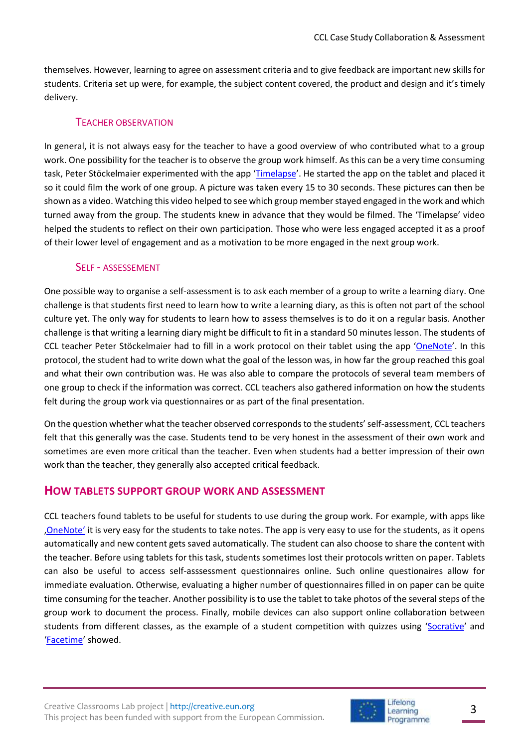themselves. However, learning to agree on assessment criteria and to give feedback are important new skills for students. Criteria set up were, for example, the subject content covered, the product and design and it's timely delivery.

### Teacher observation

In general, it is not always easy for the teacher to have a good overview of who contributed what to a group work. One possibility for the teacher is to observe the group work himself. As this can be a very time consuming task, Peter Stöckelmaier experimented with the app 'Timelapse'. He started the app on the tablet and placed it so it could film the work of one group. A picture was taken every 15 to 30 seconds. These pictures can then be shown as a video. Watching this video helped to see which group member stayed engaged in the work and which turned away from the group. The students knew in advance that they would be filmed. The 'Timelapse' video helped the students to reflect on their own participation. Those who were less engaged accepted it as a proof of their lower level of engagement and as a motivation to be more engaged in the next group work.

### Self - assessement

One possible way to organise a self-assessment is to ask each member of a group to write a learning diary. One challenge is that students first need to learn how to write a learning diary, as this is often not part of the school culture yet. The only way for students to learn how to assess themselves is to do it on a regular basis. Another challenge is that writing a learning diary might be difficult to fit in a standard 50 minutes lesson. The students of CCL teacher Peter Stöckelmaier had to fill in a work protocol on their tablet using the app 'OneNote'. In this protocol, the student had to write down what the goal of the lesson was, in how far the group reached this goal and what their own contribution was. He was also able to compare the protocols of several team members of one group to check if the information was correct. CCL teachers also gathered information on how the students felt during the group work via questionnaires or as part of the final presentation.

On the question whether what the teacher observed corresponds to the students' self-assessment, CCL teachers felt that this generally was the case. Students tend to be very honest in the assessment of their own work and sometimes are even more critical than the teacher. Even when students had a better impression of their own work than the teacher, they generally also accepted critical feedback.

## How tablets support group work and assessment

CCL teachers found tablets to be useful for students to use during the group work. For example, with apps like ‚OneNote' it is very easy for the students to take notes. The app is very easy to use for the students, as it opens automatically and new content gets saved automatically. The student can also choose to share the content with the teacher. Before using tablets for this task, students sometimes lost their protocols written on paper. Tablets can also be useful to access self-asssessment questionnaires online. Such online questionaires allow for immediate evaluation. Otherwise, evaluating a higher number of questionnaires filled in on paper can be quite time consuming for the teacher. Another possibility is to use the tablet to take photos of the several steps of the group work to document the process. Finally, mobile devices can also support online collaboration between students from different classes, as the example of a student competition with quizzes using 'Socrative' and 'Facetime' showed.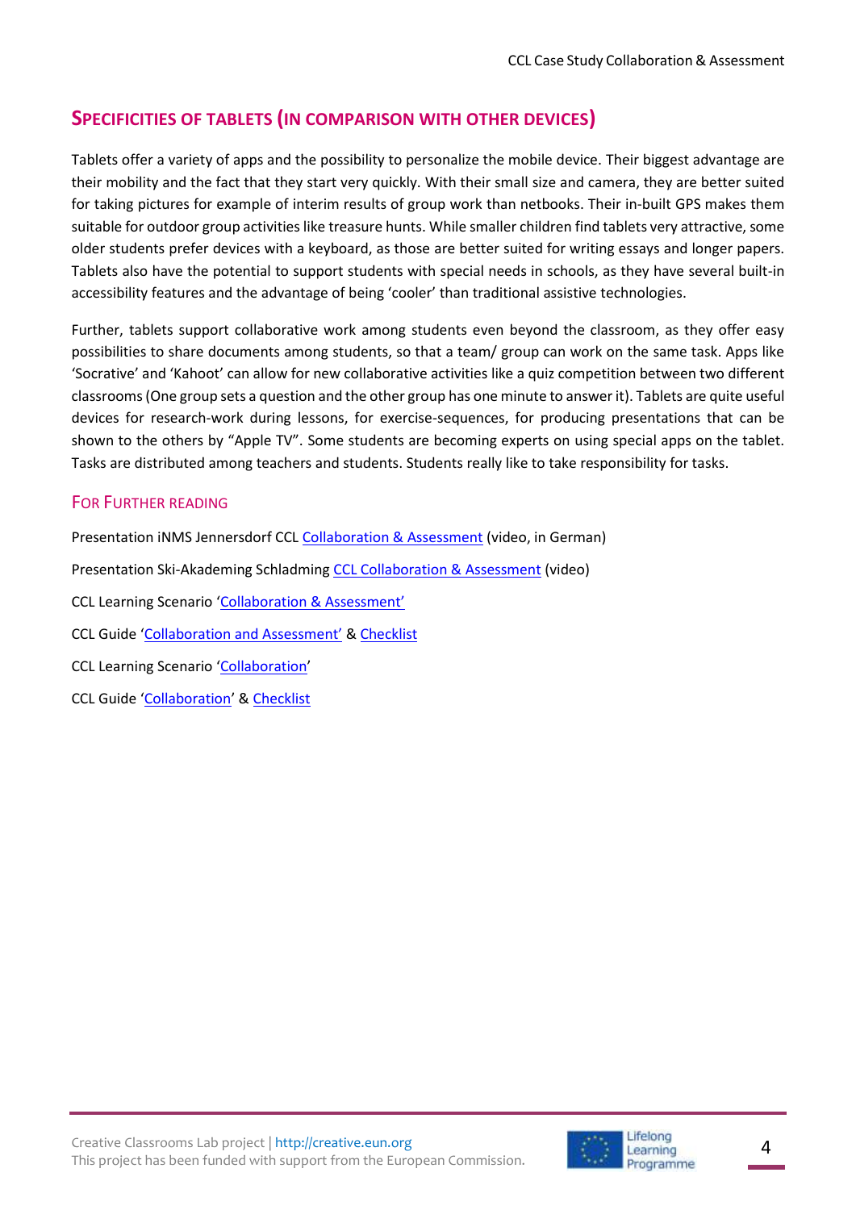## Specificities of tablets (in comparison with other devices)

Tablets offer a variety of apps and the possibility to personalize the mobile device. Their biggest advantage are their mobility and the fact that they start very quickly. With their small size and camera, they are better suited for taking pictures for example of interim results of group work than netbooks. Their in-built GPS makes them suitable for outdoor group activities like treasure hunts. While smaller children find tablets very attractive, some older students prefer devices with a keyboard, as those are better suited for writing essays and longer papers. Tablets also have the potential to support students with special needs in schools, as they have several built-in accessibility features and the advantage of being 'cooler' than traditional assistive technologies.

Further, tablets support collaborative work among students even beyond the classroom, as they offer easy possibilities to share documents among students, so that a team/ group can work on the same task. Apps like 'Socrative' and 'Kahoot' can allow for new collaborative activities like a quiz competition between two different classrooms (One group sets a question and the other group has one minute to answer it). Tablets are quite useful devices for research-work during lessons, for exercise-sequences, for producing presentations that can be shown to the others by "Apple TV". Some students are becoming experts on using special apps on the tablet. Tasks are distributed among teachers and students. Students really like to take responsibility for tasks.

### For Further reading

Presentation iNMS Jennersdorf CCL Collaboration & Assessment (video, in German)

Presentation Ski-Akademing Schladming CCL Collaboration & Assessment (video)

CCL Learning Scenario 'Collaboration & Assessment'

CCL Guide 'Collaboration and Assessment' & Checklist

CCL Learning Scenario 'Collaboration'

CCL Guide 'Collaboration' & Checklist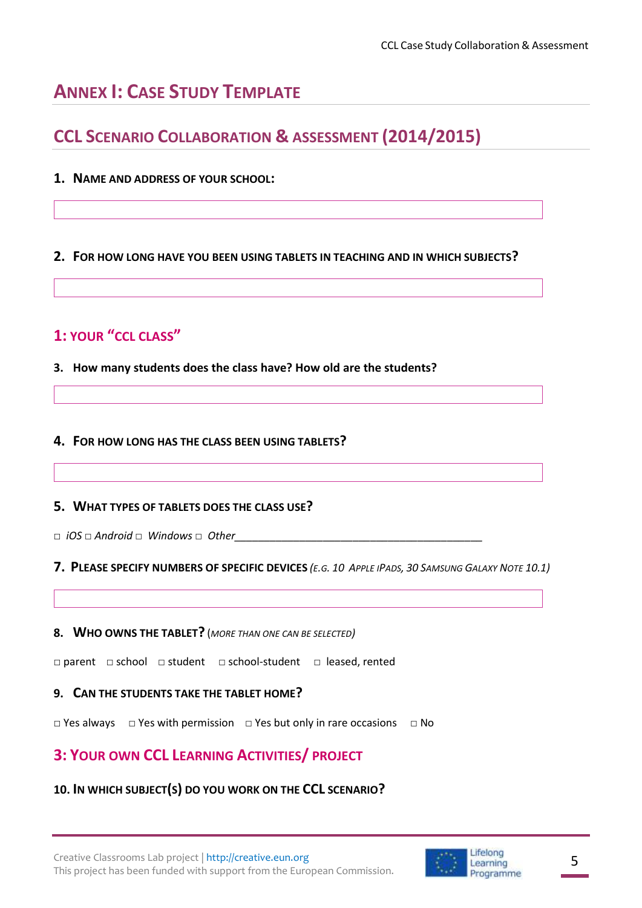# Annex I: Case Study Template

## CCL Scenario Collaboration & Assessment (2014/2015)

### 1. Name and address of your school:

### 2. For how long have you been using tablets in teaching and in which subjects?

## 1: Your "CCL class"

### 3. How many students does the class have? How old are the students?

### 4. For how long has the class been using tablets?

### 5. What types of tablets does the class use?

□ *iOS* □ *Android* □ *Windows* □ *Other*___________________________________________

### 7. Please specify numbers of specific devices *(e.g. 10 Apple iPads, 30 Samsung Galaxy Note 10.1)*

### 8. Who owns the tablet? (*more than one can be selected)*

□ parent □ school □ student □ school-student □ leased, rented

### 9. Can the students take the tablet home?

□ Yes always □ Yes with permission □ Yes but only in rare occasions □ No

## 3: Your own CCL Learning Activities/ Project

### 10. In which subject(s) do you work on the CCL scenario?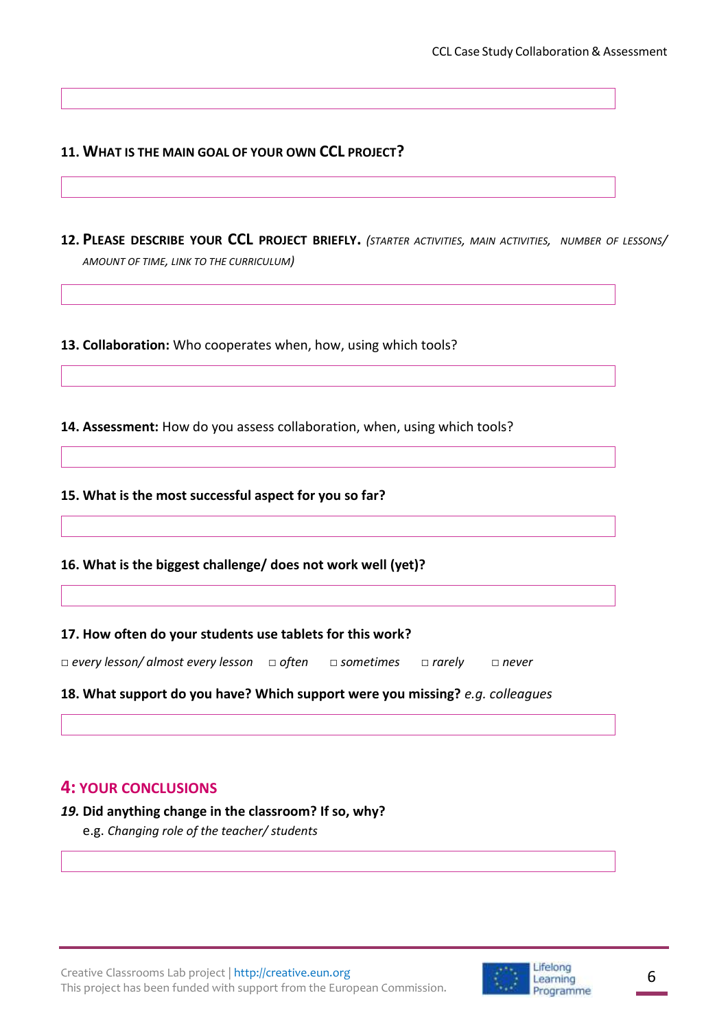**11. WHAT IS THE MAIN GOAL OF YOUR OWN CCL PROJECT?**

**12. PLEASE DESCRIBE YOUR CCL PROJECT BRIEFLY.** *(STARTER ACTIVITIES, MAIN ACTIVITIES, NUMBER OF LESSONS/ AMOUNT OF TIME, LINK TO THE CURRICULUM)*

**13. Collaboration:** Who cooperates when, how, using which tools?

**14. Assessment:** How do you assess collaboration, when, using which tools?

**15. What is the most successful aspect for you so far?**

**16. What is the biggest challenge/ does not work well (yet)?**

**17. How often do your students use tablets for this work?**

□ *every lesson/ almost every lesson* □ *often* □ *sometimes* □ *rarely* □ *never*

**18. What support do you have? Which support were you missing?** *e.g. colleagues*

## 4: YOUR CONCLUSIONS

***19.*** **Did anything change in the classroom? If so, why?**

e.g. *Changing role of the teacher/ students*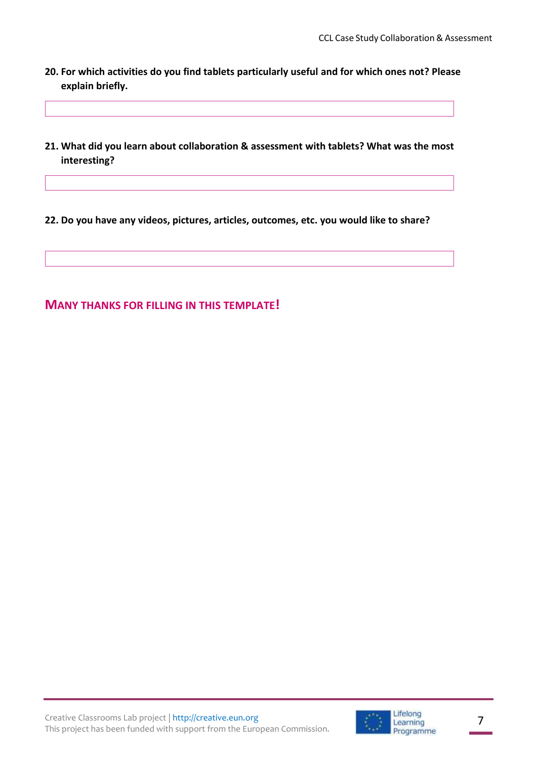**20. For which activities do you find tablets particularly useful and for which ones not? Please explain briefly.**

**21. What did you learn about collaboration & assessment with tablets? What was the most interesting?**

**22. Do you have any videos, pictures, articles, outcomes, etc. you would like to share?**

## MANY THANKS FOR FILLING IN THIS TEMPLATE!